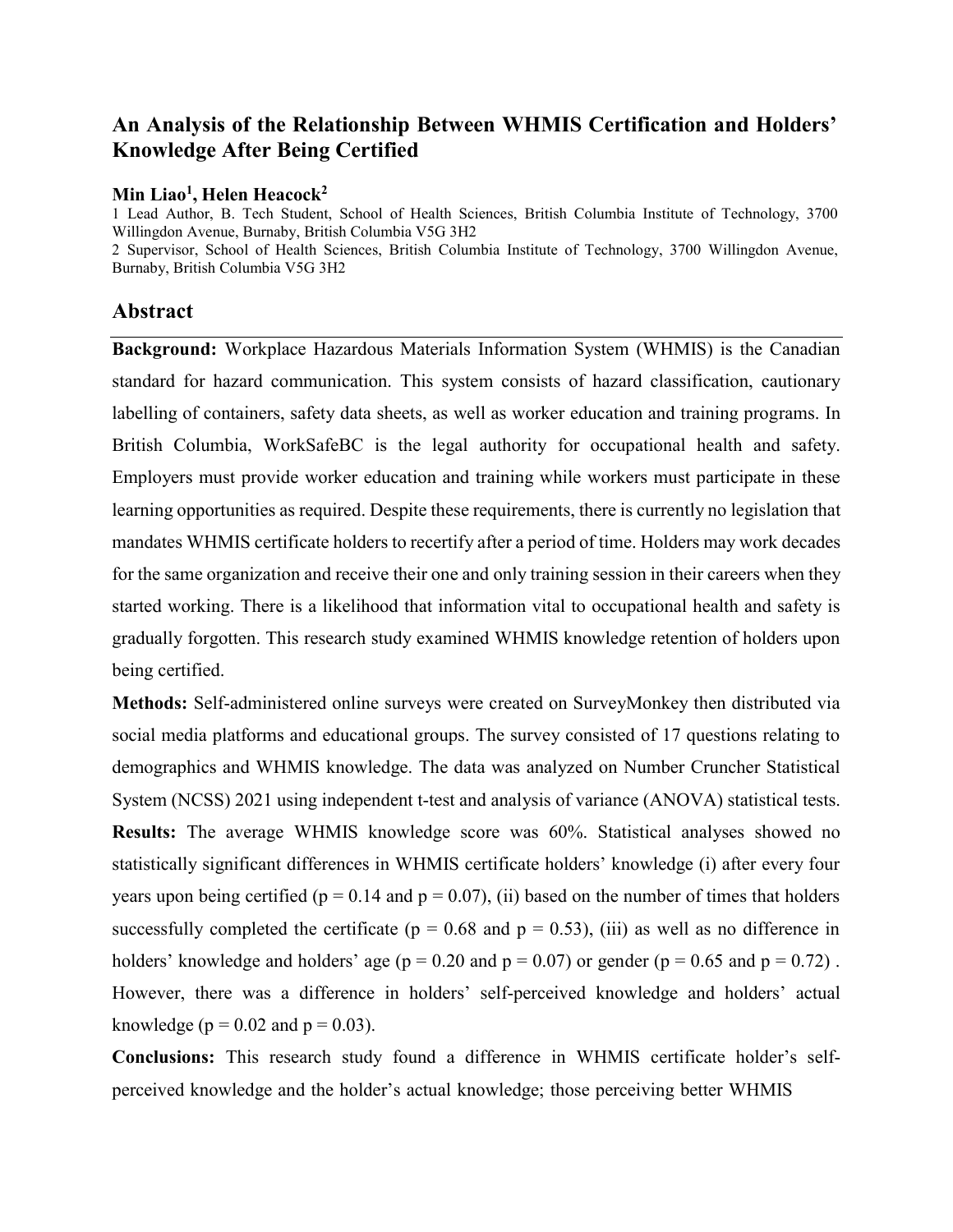# An Analysis of the Relationship Between WHMIS Certification and Holders' Knowledge After Being Certified

**Min Liao[1], Helen Heacock[2]**

1 Lead Author, B. Tech Student, School of Health Sciences, British Columbia Institute of Technology, 3700 Willingdon Avenue, Burnaby, British Columbia V5G 3H2

2 Supervisor, School of Health Sciences, British Columbia Institute of Technology, 3700 Willingdon Avenue, Burnaby, British Columbia V5G 3H2

## Abstract

**Background:** Workplace Hazardous Materials Information System (WHMIS) is the Canadian standard for hazard communication. This system consists of hazard classification, cautionary labelling of containers, safety data sheets, as well as worker education and training programs. In British Columbia, WorkSafeBC is the legal authority for occupational health and safety. Employers must provide worker education and training while workers must participate in these learning opportunities as required. Despite these requirements, there is currently no legislation that mandates WHMIS certificate holders to recertify after a period of time. Holders may work decades for the same organization and receive their one and only training session in their careers when they started working. There is a likelihood that information vital to occupational health and safety is gradually forgotten. This research study examined WHMIS knowledge retention of holders upon being certified.

**Methods:** Self-administered online surveys were created on SurveyMonkey then distributed via social media platforms and educational groups. The survey consisted of 17 questions relating to demographics and WHMIS knowledge. The data was analyzed on Number Cruncher Statistical System (NCSS) 2021 using independent t-test and analysis of variance (ANOVA) statistical tests.

**Results:** The average WHMIS knowledge score was 60%. Statistical analyses showed no statistically significant differences in WHMIS certificate holders' knowledge (i) after every four years upon being certified ($p = 0.14$ and $p = 0.07$), (ii) based on the number of times that holders successfully completed the certificate ($p = 0.68$ and $p = 0.53$), (iii) as well as no difference in holders' knowledge and holders' age ($p = 0.20$ and $p = 0.07$) or gender ($p = 0.65$ and $p = 0.72$) . However, there was a difference in holders' self-perceived knowledge and holders' actual knowledge ($p = 0.02$ and $p = 0.03$).

**Conclusions:** This research study found a difference in WHMIS certificate holder's self-perceived knowledge and the holder's actual knowledge; those perceiving better WHMIS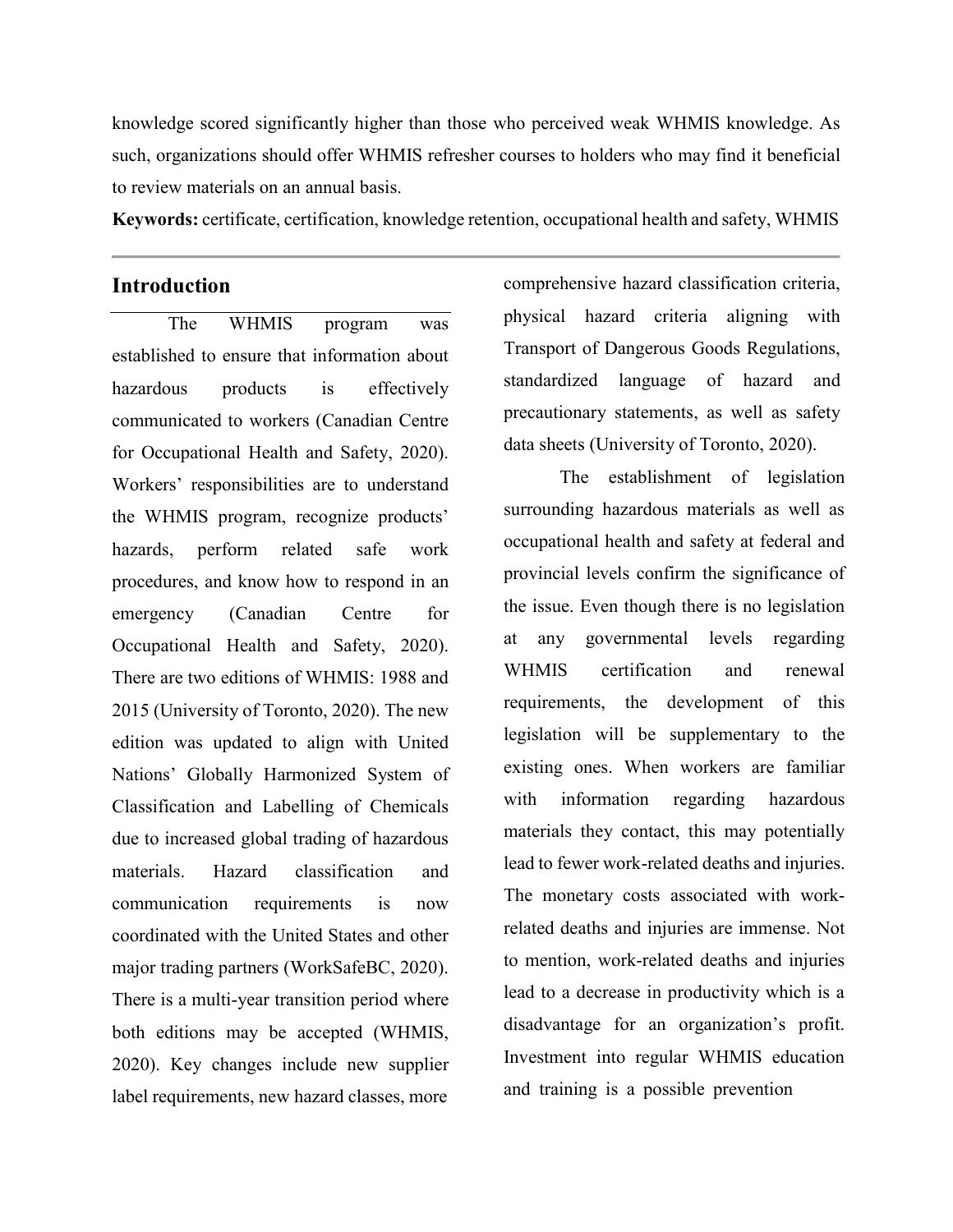knowledge scored significantly higher than those who perceived weak WHMIS knowledge. As such, organizations should offer WHMIS refresher courses to holders who may find it beneficial to review materials on an annual basis.

**Keywords:** certificate, certification, knowledge retention, occupational health and safety, WHMIS

## Introduction

The WHMIS program was established to ensure that information about hazardous products is effectively communicated to workers (Canadian Centre for Occupational Health and Safety, 2020). Workers' responsibilities are to understand the WHMIS program, recognize products' hazards, perform related safe work procedures, and know how to respond in an emergency (Canadian Centre for Occupational Health and Safety, 2020). There are two editions of WHMIS: 1988 and 2015 (University of Toronto, 2020). The new edition was updated to align with United Nations' Globally Harmonized System of Classification and Labelling of Chemicals due to increased global trading of hazardous materials. Hazard classification and communication requirements is now coordinated with the United States and other major trading partners (WorkSafeBC, 2020). There is a multi-year transition period where both editions may be accepted (WHMIS, 2020). Key changes include new supplier label requirements, new hazard classes, more comprehensive hazard classification criteria, physical hazard criteria aligning with Transport of Dangerous Goods Regulations, standardized language of hazard and precautionary statements, as well as safety data sheets (University of Toronto, 2020).

The establishment of legislation surrounding hazardous materials as well as occupational health and safety at federal and provincial levels confirm the significance of the issue. Even though there is no legislation at any governmental levels regarding WHMIS certification and renewal requirements, the development of this legislation will be supplementary to the existing ones. When workers are familiar with information regarding hazardous materials they contact, this may potentially lead to fewer work-related deaths and injuries. The monetary costs associated with work-related deaths and injuries are immense. Not to mention, work-related deaths and injuries lead to a decrease in productivity which is a disadvantage for an organization's profit. Investment into regular WHMIS education and training is a possible prevention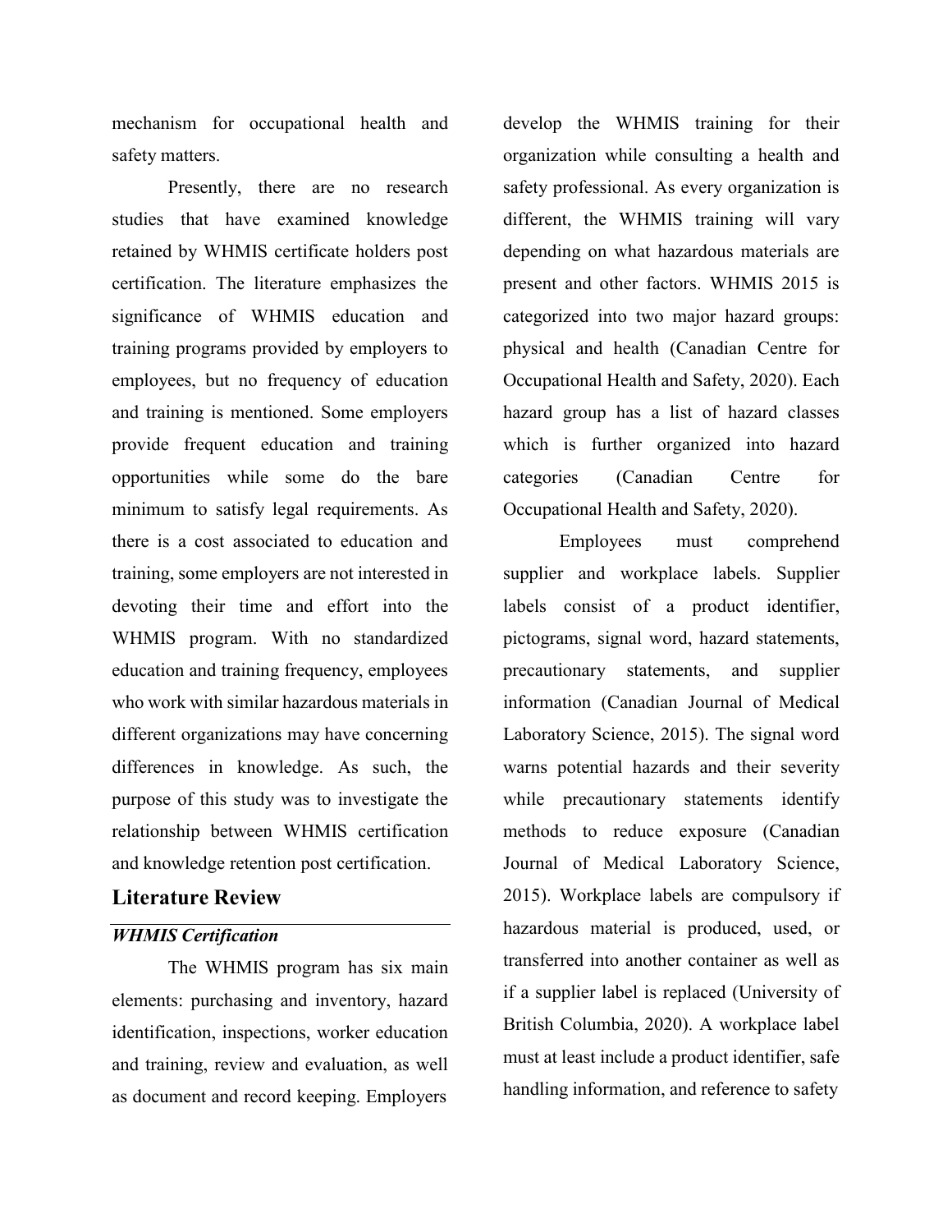mechanism for occupational health and safety matters.

Presently, there are no research studies that have examined knowledge retained by WHMIS certificate holders post certification. The literature emphasizes the significance of WHMIS education and training programs provided by employers to employees, but no frequency of education and training is mentioned. Some employers provide frequent education and training opportunities while some do the bare minimum to satisfy legal requirements. As there is a cost associated to education and training, some employers are not interested in devoting their time and effort into the WHMIS program. With no standardized education and training frequency, employees who work with similar hazardous materials in different organizations may have concerning differences in knowledge. As such, the purpose of this study was to investigate the relationship between WHMIS certification and knowledge retention post certification.

## Literature Review

### *WHMIS Certification*

The WHMIS program has six main elements: purchasing and inventory, hazard identification, inspections, worker education and training, review and evaluation, as well as document and record keeping. Employers develop the WHMIS training for their organization while consulting a health and safety professional. As every organization is different, the WHMIS training will vary depending on what hazardous materials are present and other factors. WHMIS 2015 is categorized into two major hazard groups: physical and health (Canadian Centre for Occupational Health and Safety, 2020). Each hazard group has a list of hazard classes which is further organized into hazard categories (Canadian Centre for Occupational Health and Safety, 2020).

Employees must comprehend supplier and workplace labels. Supplier labels consist of a product identifier, pictograms, signal word, hazard statements, precautionary statements, and supplier information (Canadian Journal of Medical Laboratory Science, 2015). The signal word warns potential hazards and their severity while precautionary statements identify methods to reduce exposure (Canadian Journal of Medical Laboratory Science, 2015). Workplace labels are compulsory if hazardous material is produced, used, or transferred into another container as well as if a supplier label is replaced (University of British Columbia, 2020). A workplace label must at least include a product identifier, safe handling information, and reference to safety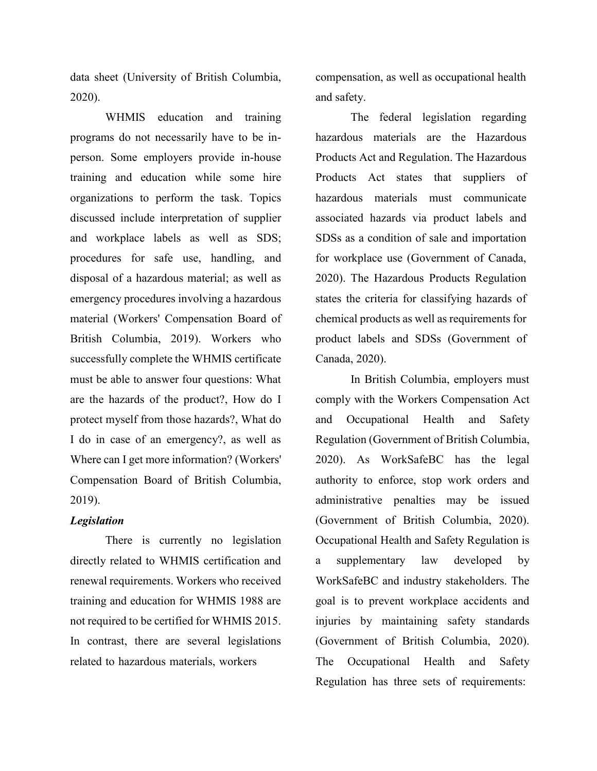data sheet (University of British Columbia, 2020).

WHMIS education and training programs do not necessarily have to be in-person. Some employers provide in-house training and education while some hire organizations to perform the task. Topics discussed include interpretation of supplier and workplace labels as well as SDS; procedures for safe use, handling, and disposal of a hazardous material; as well as emergency procedures involving a hazardous material (Workers' Compensation Board of British Columbia, 2019). Workers who successfully complete the WHMIS certificate must be able to answer four questions: What are the hazards of the product?, How do I protect myself from those hazards?, What do I do in case of an emergency?, as well as Where can I get more information? (Workers' Compensation Board of British Columbia, 2019).

***Legislation***

There is currently no legislation directly related to WHMIS certification and renewal requirements. Workers who received training and education for WHMIS 1988 are not required to be certified for WHMIS 2015. In contrast, there are several legislations related to hazardous materials, workers compensation, as well as occupational health and safety.

The federal legislation regarding hazardous materials are the Hazardous Products Act and Regulation. The Hazardous Products Act states that suppliers of hazardous materials must communicate associated hazards via product labels and SDSs as a condition of sale and importation for workplace use (Government of Canada, 2020). The Hazardous Products Regulation states the criteria for classifying hazards of chemical products as well as requirements for product labels and SDSs (Government of Canada, 2020).

In British Columbia, employers must comply with the Workers Compensation Act and Occupational Health and Safety Regulation (Government of British Columbia, 2020). As WorkSafeBC has the legal authority to enforce, stop work orders and administrative penalties may be issued (Government of British Columbia, 2020). Occupational Health and Safety Regulation is a supplementary law developed by WorkSafeBC and industry stakeholders. The goal is to prevent workplace accidents and injuries by maintaining safety standards (Government of British Columbia, 2020). The Occupational Health and Safety Regulation has three sets of requirements: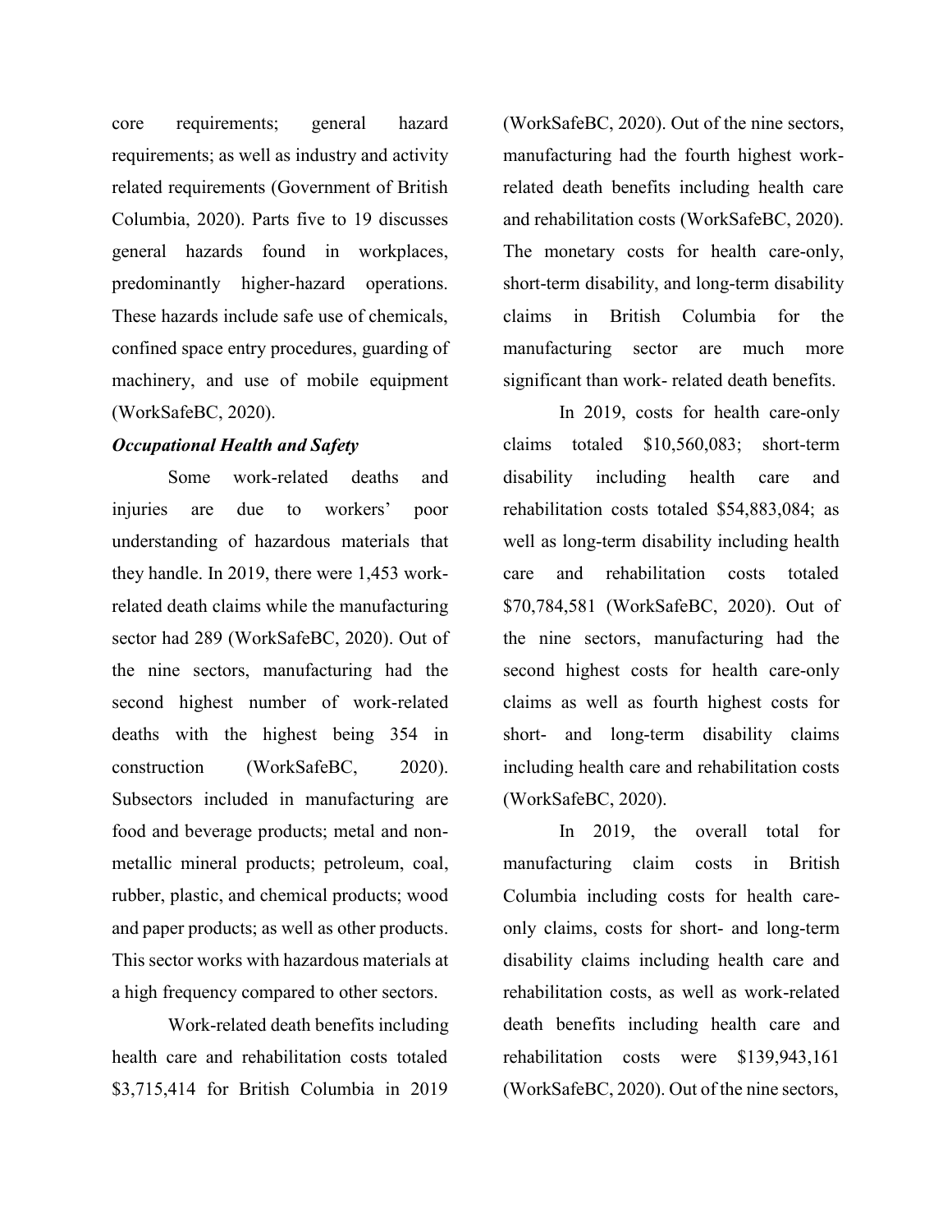core requirements; general hazard requirements; as well as industry and activity related requirements (Government of British Columbia, 2020). Parts five to 19 discusses general hazards found in workplaces, predominantly higher-hazard operations. These hazards include safe use of chemicals, confined space entry procedures, guarding of machinery, and use of mobile equipment (WorkSafeBC, 2020).

### *Occupational Health and Safety*

Some work-related deaths and injuries are due to workers' poor understanding of hazardous materials that they handle. In 2019, there were 1,453 work-related death claims while the manufacturing sector had 289 (WorkSafeBC, 2020). Out of the nine sectors, manufacturing had the second highest number of work-related deaths with the highest being 354 in construction (WorkSafeBC, 2020). Subsectors included in manufacturing are food and beverage products; metal and non-metallic mineral products; petroleum, coal, rubber, plastic, and chemical products; wood and paper products; as well as other products. This sector works with hazardous materials at a high frequency compared to other sectors.

Work-related death benefits including health care and rehabilitation costs totaled $3,715,414 for British Columbia in 2019 (WorkSafeBC, 2020). Out of the nine sectors, manufacturing had the fourth highest work-related death benefits including health care and rehabilitation costs (WorkSafeBC, 2020). The monetary costs for health care-only, short-term disability, and long-term disability claims in British Columbia for the manufacturing sector are much more significant than work- related death benefits.

In 2019, costs for health care-only claims totaled $10,560,083; short-term disability including health care and rehabilitation costs totaled $54,883,084; as well as long-term disability including health care and rehabilitation costs totaled $70,784,581 (WorkSafeBC, 2020). Out of the nine sectors, manufacturing had the second highest costs for health care-only claims as well as fourth highest costs for short- and long-term disability claims including health care and rehabilitation costs (WorkSafeBC, 2020).

In 2019, the overall total for manufacturing claim costs in British Columbia including costs for health care-only claims, costs for short- and long-term disability claims including health care and rehabilitation costs, as well as work-related death benefits including health care and rehabilitation costs were $139,943,161 (WorkSafeBC, 2020). Out of the nine sectors,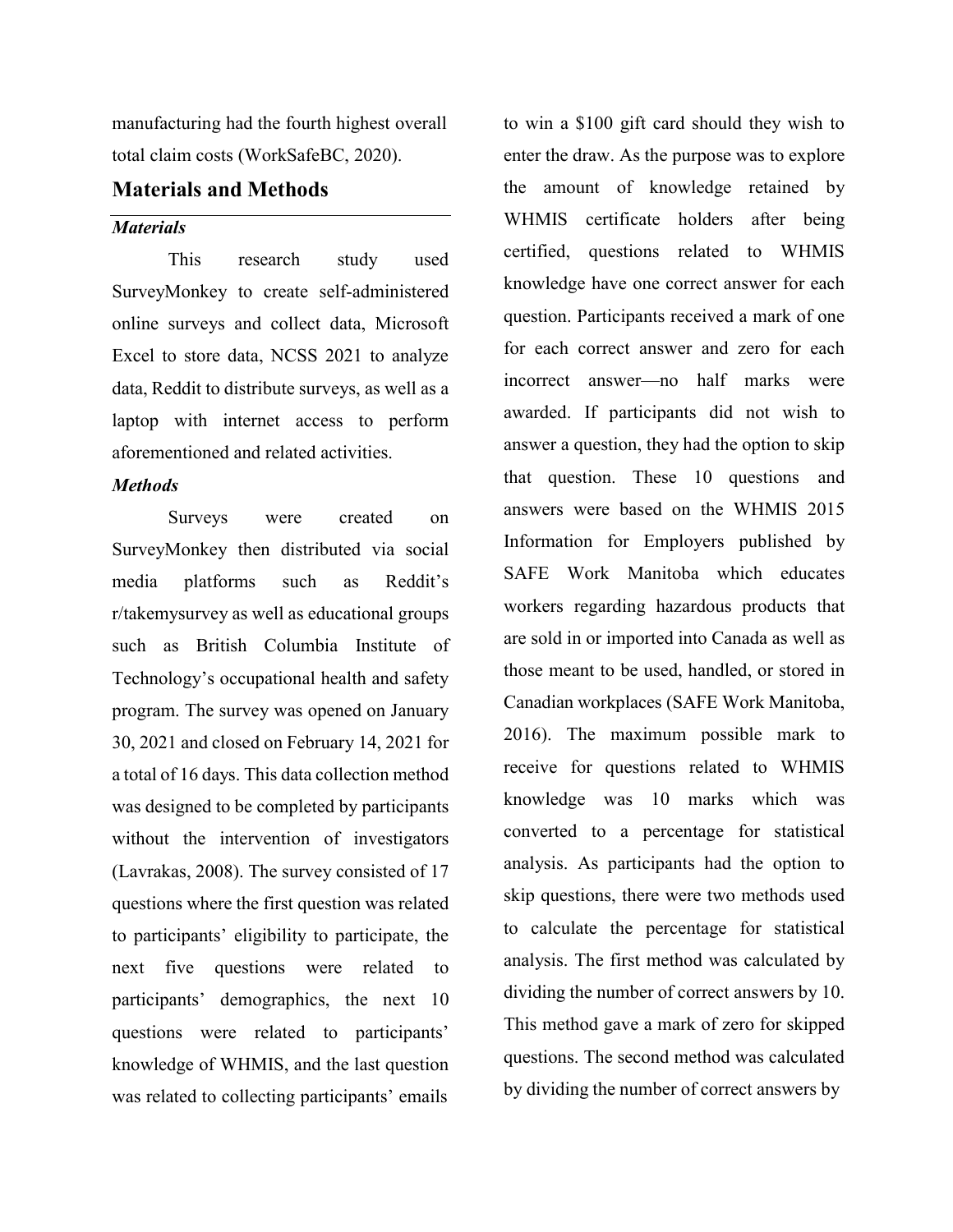manufacturing had the fourth highest overall total claim costs (WorkSafeBC, 2020).

## Materials and Methods

### *Materials*

This research study used SurveyMonkey to create self-administered online surveys and collect data, Microsoft Excel to store data, NCSS 2021 to analyze data, Reddit to distribute surveys, as well as a laptop with internet access to perform aforementioned and related activities.

### *Methods*

Surveys were created on SurveyMonkey then distributed via social media platforms such as Reddit's r/takemysurvey as well as educational groups such as British Columbia Institute of Technology's occupational health and safety program. The survey was opened on January 30, 2021 and closed on February 14, 2021 for a total of 16 days. This data collection method was designed to be completed by participants without the intervention of investigators (Lavrakas, 2008). The survey consisted of 17 questions where the first question was related to participants' eligibility to participate, the next five questions were related to participants' demographics, the next 10 questions were related to participants' knowledge of WHMIS, and the last question was related to collecting participants' emails to win a $100 gift card should they wish to enter the draw. As the purpose was to explore the amount of knowledge retained by WHMIS certificate holders after being certified, questions related to WHMIS knowledge have one correct answer for each question. Participants received a mark of one for each correct answer and zero for each incorrect answer—no half marks were awarded. If participants did not wish to answer a question, they had the option to skip that question. These 10 questions and answers were based on the WHMIS 2015 Information for Employers published by SAFE Work Manitoba which educates workers regarding hazardous products that are sold in or imported into Canada as well as those meant to be used, handled, or stored in Canadian workplaces (SAFE Work Manitoba, 2016). The maximum possible mark to receive for questions related to WHMIS knowledge was 10 marks which was converted to a percentage for statistical analysis. As participants had the option to skip questions, there were two methods used to calculate the percentage for statistical analysis. The first method was calculated by dividing the number of correct answers by 10. This method gave a mark of zero for skipped questions. The second method was calculated by dividing the number of correct answers by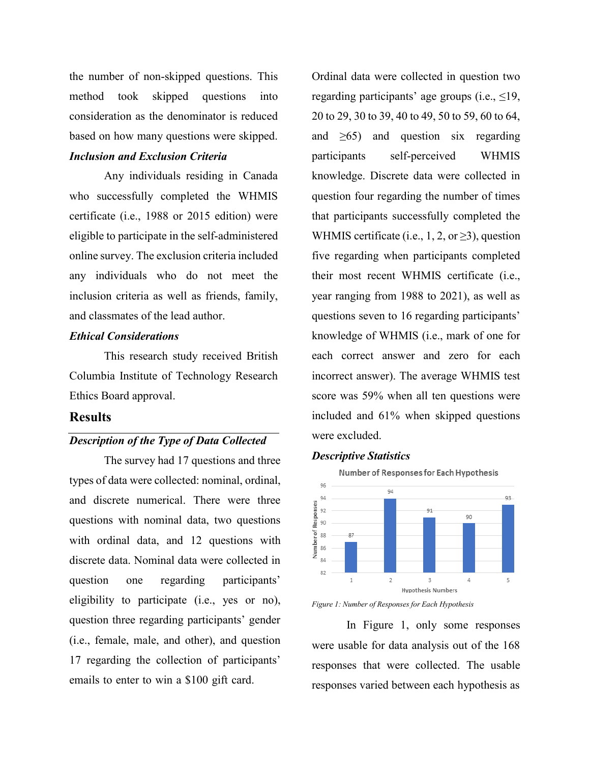the number of non-skipped questions. This method took skipped questions into consideration as the denominator is reduced based on how many questions were skipped.

### *Inclusion and Exclusion Criteria*

Any individuals residing in Canada who successfully completed the WHMIS certificate (i.e., 1988 or 2015 edition) were eligible to participate in the self-administered online survey. The exclusion criteria included any individuals who do not meet the inclusion criteria as well as friends, family, and classmates of the lead author.

### *Ethical Considerations*

This research study received British Columbia Institute of Technology Research Ethics Board approval.

## Results

### *Description of the Type of Data Collected*

The survey had 17 questions and three types of data were collected: nominal, ordinal, and discrete numerical. There were three questions with nominal data, two questions with ordinal data, and 12 questions with discrete data. Nominal data were collected in question one regarding participants' eligibility to participate (i.e., yes or no), question three regarding participants' gender (i.e., female, male, and other), and question 17 regarding the collection of participants' emails to enter to win a $100 gift card. Ordinal data were collected in question two regarding participants' age groups (i.e., ≤19, 20 to 29, 30 to 39, 40 to 49, 50 to 59, 60 to 64, and ≥65) and question six regarding participants self-perceived WHMIS knowledge. Discrete data were collected in question four regarding the number of times that participants successfully completed the WHMIS certificate (i.e., 1, 2, or ≥3), question five regarding when participants completed their most recent WHMIS certificate (i.e., year ranging from 1988 to 2021), as well as questions seven to 16 regarding participants' knowledge of WHMIS (i.e., mark of one for each correct answer and zero for each incorrect answer). The average WHMIS test score was 59% when all ten questions were included and 61% when skipped questions were excluded.

### *Descriptive Statistics*

Number of Responses for Each Hypothesis

| Hypothesis Numbers | Number of Responses |
|---|---|
| 1 | 87 |
| 2 | 94 |
| 3 | 91 |
| 4 | 90 |
| 5 | 93 |

*Figure 1: Number of Responses for Each Hypothesis*

In Figure 1, only some responses were usable for data analysis out of the 168 responses that were collected. The usable responses varied between each hypothesis as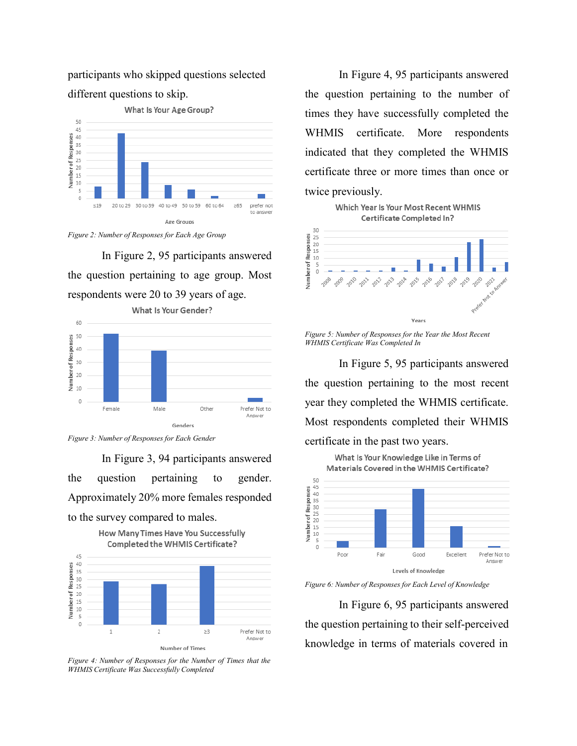participants who skipped questions selected different questions to skip.

Figure 2: Number of Responses for Each Age Group

In Figure 2, 95 participants answered the question pertaining to age group. Most respondents were 20 to 39 years of age.

Figure 3: Number of Responses for Each Gender

In Figure 3, 94 participants answered the question pertaining to gender. Approximately 20% more females responded to the survey compared to males.

Figure 4: Number of Responses for the Number of Times that the WHMIS Certificate Was Successfully Completed

In Figure 4, 95 participants answered the question pertaining to the number of times they have successfully completed the WHMIS certificate. More respondents indicated that they completed the WHMIS certificate three or more times than once or twice previously.

Figure 5: Number of Responses for the Year the Most Recent WHMIS Certificate Was Completed In

In Figure 5, 95 participants answered the question pertaining to the most recent year they completed the WHMIS certificate. Most respondents completed their WHMIS certificate in the past two years.

Figure 6: Number of Responses for Each Level of Knowledge

In Figure 6, 95 participants answered the question pertaining to their self-perceived knowledge in terms of materials covered in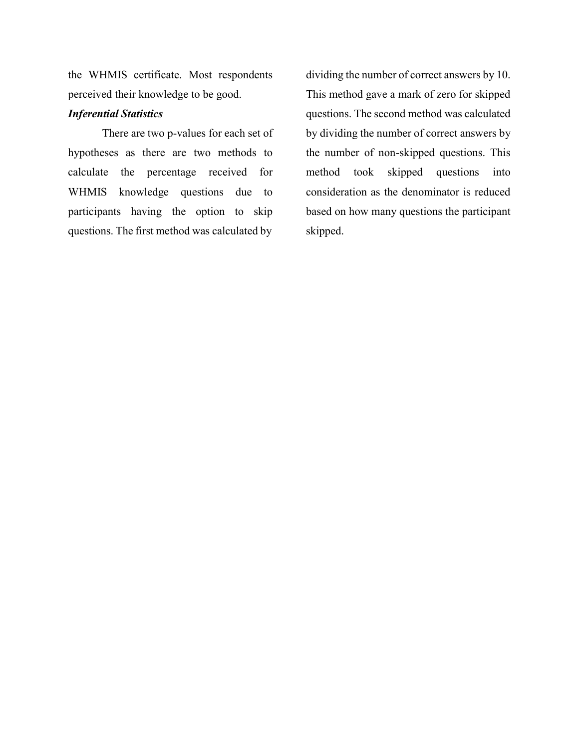the WHMIS certificate. Most respondents perceived their knowledge to be good.

***Inferential Statistics***

There are two p-values for each set of hypotheses as there are two methods to calculate the percentage received for WHMIS knowledge questions due to participants having the option to skip questions. The first method was calculated by dividing the number of correct answers by 10. This method gave a mark of zero for skipped questions. The second method was calculated by dividing the number of correct answers by the number of non-skipped questions. This method took skipped questions into consideration as the denominator is reduced based on how many questions the participant skipped.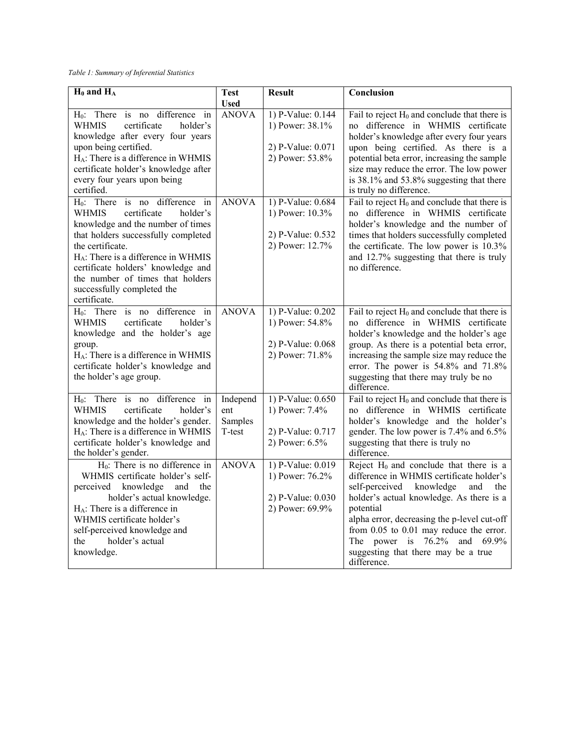*Table 1: Summary of Inferential Statistics*

| $H_0$ and $H_A$ | Test Used | Result | Conclusion |
| --- | --- | --- | --- |
| $H_0$: There is no difference in WHMIS certificate holder's knowledge after every four years upon being certified.<br>$H_A$: There is a difference in WHMIS certificate holder's knowledge after every four years upon being certified. | ANOVA | 1) P-Value: 0.144<br>1) Power: 38.1%<br><br>2) P-Value: 0.071<br>2) Power: 53.8% | Fail to reject $H_0$ and conclude that there is no difference in WHMIS certificate holder's knowledge after every four years upon being certified. As there is a potential beta error, increasing the sample size may reduce the error. The low power is 38.1% and 53.8% suggesting that there is truly no difference. |
| $H_0$: There is no difference in WHMIS certificate holder's knowledge and the number of times that holders successfully completed the certificate.<br>$H_A$: There is a difference in WHMIS certificate holders' knowledge and the number of times that holders successfully completed the certificate. | ANOVA | 1) P-Value: 0.684<br>1) Power: 10.3%<br><br>2) P-Value: 0.532<br>2) Power: 12.7% | Fail to reject $H_0$ and conclude that there is no difference in WHMIS certificate holder's knowledge and the number of times that holders successfully completed the certificate. The low power is 10.3% and 12.7% suggesting that there is truly no difference. |
| $H_0$: There is no difference in WHMIS certificate holder's knowledge and the holder's age group.<br>$H_A$: There is a difference in WHMIS certificate holder's knowledge and the holder's age group. | ANOVA | 1) P-Value: 0.202<br>1) Power: 54.8%<br><br>2) P-Value: 0.068<br>2) Power: 71.8% | Fail to reject $H_0$ and conclude that there is no difference in WHMIS certificate holder's knowledge and the holder's age group. As there is a potential beta error, increasing the sample size may reduce the error. The power is 54.8% and 71.8% suggesting that there may truly be no difference. |
| $H_0$: There is no difference in WHMIS certificate holder's knowledge and the holder's gender.<br>$H_A$: There is a difference in WHMIS certificate holder's knowledge and the holder's gender. | Independent Samples T-test | 1) P-Value: 0.650<br>1) Power: 7.4%<br><br>2) P-Value: 0.717<br>2) Power: 6.5% | Fail to reject $H_0$ and conclude that there is no difference in WHMIS certificate holder's knowledge and the holder's gender. The low power is 7.4% and 6.5% suggesting that there is truly no difference. |
| $H_0$: There is no difference in WHMIS certificate holder's self-perceived knowledge and the holder's actual knowledge.<br>$H_A$: There is a difference in WHMIS certificate holder's self-perceived knowledge and the holder's actual knowledge. | ANOVA | 1) P-Value: 0.019<br>1) Power: 76.2%<br><br>2) P-Value: 0.030<br>2) Power: 69.9% | Reject $H_0$ and conclude that there is a difference in WHMIS certificate holder's self-perceived knowledge and the holder's actual knowledge. As there is a potential alpha error, decreasing the p-level cut-off from 0.05 to 0.01 may reduce the error. The power is 76.2% and 69.9% suggesting that there may be a true difference. |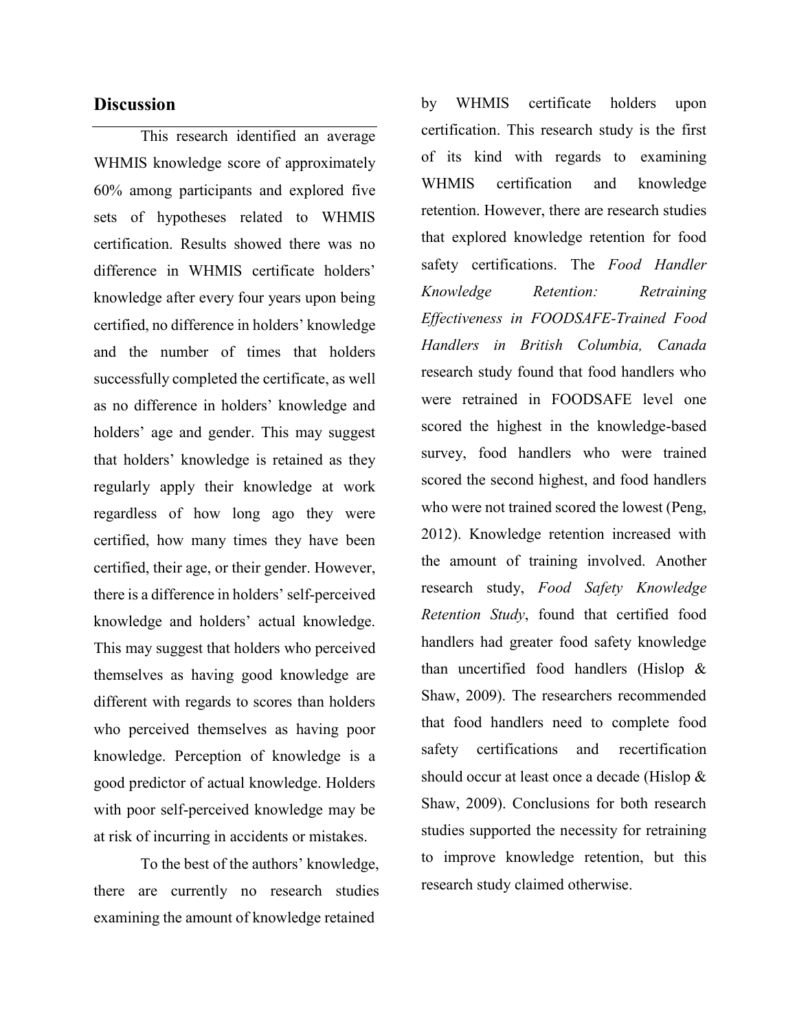## Discussion

This research identified an average WHMIS knowledge score of approximately 60% among participants and explored five sets of hypotheses related to WHMIS certification. Results showed there was no difference in WHMIS certificate holders' knowledge after every four years upon being certified, no difference in holders' knowledge and the number of times that holders successfully completed the certificate, as well as no difference in holders' knowledge and holders' age and gender. This may suggest that holders' knowledge is retained as they regularly apply their knowledge at work regardless of how long ago they were certified, how many times they have been certified, their age, or their gender. However, there is a difference in holders' self-perceived knowledge and holders' actual knowledge. This may suggest that holders who perceived themselves as having good knowledge are different with regards to scores than holders who perceived themselves as having poor knowledge. Perception of knowledge is a good predictor of actual knowledge. Holders with poor self-perceived knowledge may be at risk of incurring in accidents or mistakes.

To the best of the authors' knowledge, there are currently no research studies examining the amount of knowledge retained by WHMIS certificate holders upon certification. This research study is the first of its kind with regards to examining WHMIS certification and knowledge retention. However, there are research studies that explored knowledge retention for food safety certifications. The *Food Handler Knowledge Retention: Retraining Effectiveness in FOODSAFE-Trained Food Handlers in British Columbia, Canada* research study found that food handlers who were retrained in FOODSAFE level one scored the highest in the knowledge-based survey, food handlers who were trained scored the second highest, and food handlers who were not trained scored the lowest (Peng, 2012). Knowledge retention increased with the amount of training involved. Another research study, *Food Safety Knowledge Retention Study*, found that certified food handlers had greater food safety knowledge than uncertified food handlers (Hislop & Shaw, 2009). The researchers recommended that food handlers need to complete food safety certifications and recertification should occur at least once a decade (Hislop & Shaw, 2009). Conclusions for both research studies supported the necessity for retraining to improve knowledge retention, but this research study claimed otherwise.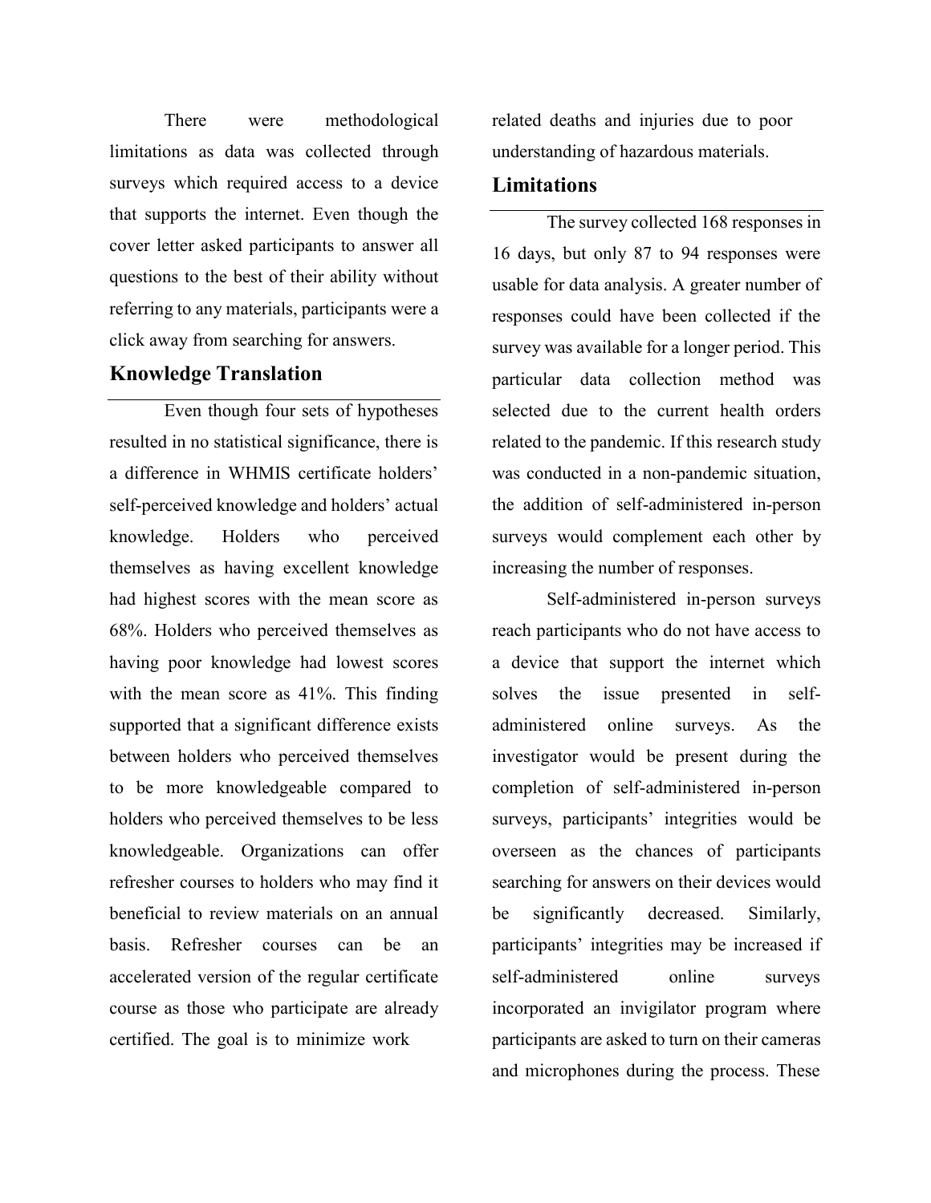There were methodological limitations as data was collected through surveys which required access to a device that supports the internet. Even though the cover letter asked participants to answer all questions to the best of their ability without referring to any materials, participants were a click away from searching for answers.

## Knowledge Translation

Even though four sets of hypotheses resulted in no statistical significance, there is a difference in WHMIS certificate holders' self-perceived knowledge and holders' actual knowledge. Holders who perceived themselves as having excellent knowledge had highest scores with the mean score as 68%. Holders who perceived themselves as having poor knowledge had lowest scores with the mean score as 41%. This finding supported that a significant difference exists between holders who perceived themselves to be more knowledgeable compared to holders who perceived themselves to be less knowledgeable. Organizations can offer refresher courses to holders who may find it beneficial to review materials on an annual basis. Refresher courses can be an accelerated version of the regular certificate course as those who participate are already certified. The goal is to minimize work related deaths and injuries due to poor understanding of hazardous materials.

## Limitations

The survey collected 168 responses in 16 days, but only 87 to 94 responses were usable for data analysis. A greater number of responses could have been collected if the survey was available for a longer period. This particular data collection method was selected due to the current health orders related to the pandemic. If this research study was conducted in a non-pandemic situation, the addition of self-administered in-person surveys would complement each other by increasing the number of responses.

Self-administered in-person surveys reach participants who do not have access to a device that support the internet which solves the issue presented in self-administered online surveys. As the investigator would be present during the completion of self-administered in-person surveys, participants' integrities would be overseen as the chances of participants searching for answers on their devices would be significantly decreased. Similarly, participants' integrities may be increased if self-administered online surveys incorporated an invigilator program where participants are asked to turn on their cameras and microphones during the process. These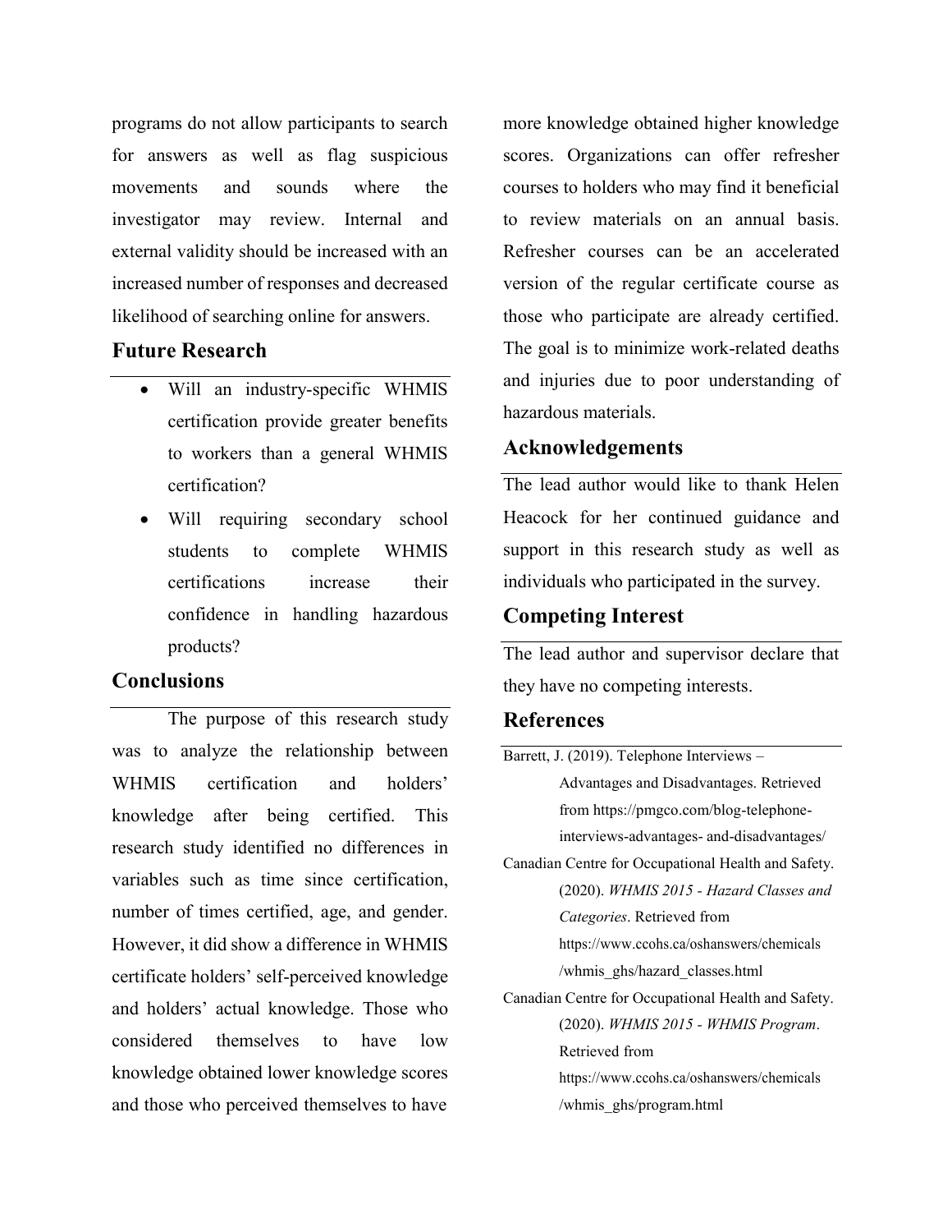programs do not allow participants to search for answers as well as flag suspicious movements and sounds where the investigator may review. Internal and external validity should be increased with an increased number of responses and decreased likelihood of searching online for answers.

## Future Research

- Will an industry-specific WHMIS certification provide greater benefits to workers than a general WHMIS certification?
- Will requiring secondary school students to complete WHMIS certifications increase their confidence in handling hazardous products?

## Conclusions

The purpose of this research study was to analyze the relationship between WHMIS certification and holders' knowledge after being certified. This research study identified no differences in variables such as time since certification, number of times certified, age, and gender. However, it did show a difference in WHMIS certificate holders' self-perceived knowledge and holders' actual knowledge. Those who considered themselves to have low knowledge obtained lower knowledge scores and those who perceived themselves to have more knowledge obtained higher knowledge scores. Organizations can offer refresher courses to holders who may find it beneficial to review materials on an annual basis. Refresher courses can be an accelerated version of the regular certificate course as those who participate are already certified. The goal is to minimize work-related deaths and injuries due to poor understanding of hazardous materials.

## Acknowledgements

The lead author would like to thank Helen Heacock for her continued guidance and support in this research study as well as individuals who participated in the survey.

## Competing Interest

The lead author and supervisor declare that they have no competing interests.

## References

Barrett, J. (2019). Telephone Interviews – Advantages and Disadvantages. Retrieved from https://pmgco.com/blog-telephone-interviews-advantages- and-disadvantages/

Canadian Centre for Occupational Health and Safety. (2020). *WHMIS 2015 - Hazard Classes and Categories*. Retrieved from https://www.ccohs.ca/oshanswers/chemicals/whmis_ghs/hazard_classes.html

Canadian Centre for Occupational Health and Safety. (2020). *WHMIS 2015 - WHMIS Program*. Retrieved from https://www.ccohs.ca/oshanswers/chemicals/whmis_ghs/program.html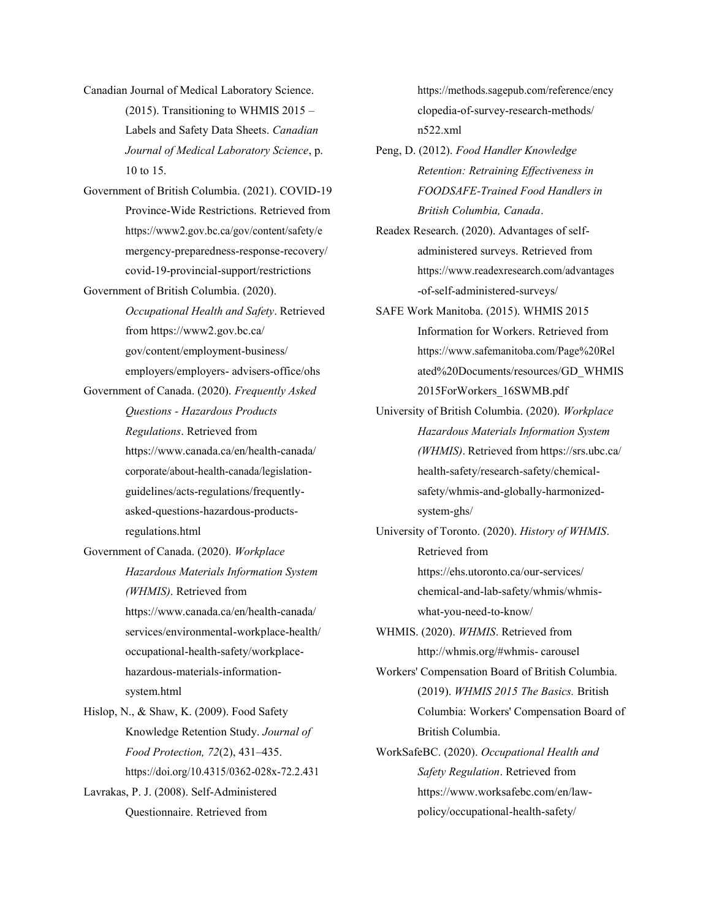Canadian Journal of Medical Laboratory Science. (2015). Transitioning to WHMIS 2015 – Labels and Safety Data Sheets. *Canadian Journal of Medical Laboratory Science*, p. 10 to 15.

Government of British Columbia. (2021). COVID-19 Province-Wide Restrictions. Retrieved from https://www2.gov.bc.ca/gov/content/safety/emergency-preparedness-response-recovery/covid-19-provincial-support/restrictions

Government of British Columbia. (2020). *Occupational Health and Safety*. Retrieved from https://www2.gov.bc.ca/gov/content/employment-business/employers/employers- advisers-office/ohs

Government of Canada. (2020). *Frequently Asked Questions - Hazardous Products Regulations*. Retrieved from https://www.canada.ca/en/health-canada/corporate/about-health-canada/legislation-guidelines/acts-regulations/frequently-asked-questions-hazardous-products-regulations.html

Government of Canada. (2020). *Workplace Hazardous Materials Information System (WHMIS)*. Retrieved from https://www.canada.ca/en/health-canada/services/environmental-workplace-health/occupational-health-safety/workplace-hazardous-materials-information-system.html

Hislop, N., & Shaw, K. (2009). Food Safety Knowledge Retention Study. *Journal of Food Protection, 72*(2), 431–435. https://doi.org/10.4315/0362-028x-72.2.431

Lavrakas, P. J. (2008). Self-Administered Questionnaire. Retrieved from https://methods.sagepub.com/reference/encyclopedia-of-survey-research-methods/n522.xml

Peng, D. (2012). *Food Handler Knowledge Retention: Retraining Effectiveness in FOODSAFE-Trained Food Handlers in British Columbia, Canada*.

Readex Research. (2020). Advantages of self-administered surveys. Retrieved from https://www.readexresearch.com/advantages-of-self-administered-surveys/

SAFE Work Manitoba. (2015). WHMIS 2015 Information for Workers. Retrieved from https://www.safemanitoba.com/Page%20Related%20Documents/resources/GD_WHMIS2015ForWorkers_16SWMB.pdf

University of British Columbia. (2020). *Workplace Hazardous Materials Information System (WHMIS)*. Retrieved from https://srs.ubc.ca/health-safety/research-safety/chemical-safety/whmis-and-globally-harmonized-system-ghs/

University of Toronto. (2020). *History of WHMIS*. Retrieved from https://ehs.utoronto.ca/our-services/chemical-and-lab-safety/whmis/whmis-what-you-need-to-know/

WHMIS. (2020). *WHMIS*. Retrieved from http://whmis.org/#whmis- carousel

Workers' Compensation Board of British Columbia. (2019). *WHMIS 2015 The Basics.* British Columbia: Workers' Compensation Board of British Columbia.

WorkSafeBC. (2020). *Occupational Health and Safety Regulation*. Retrieved from https://www.worksafebc.com/en/law-policy/occupational-health-safety/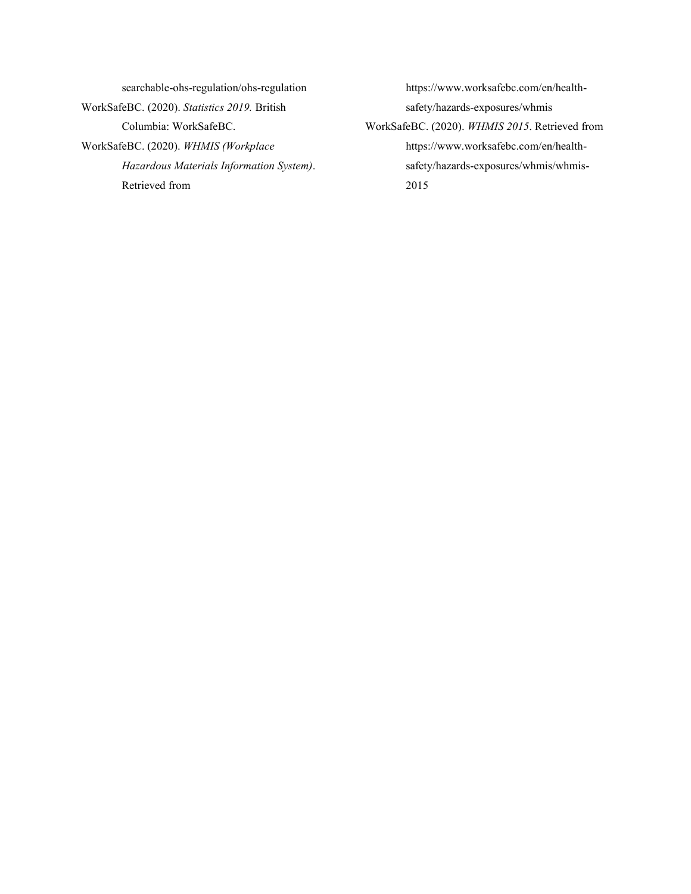searchable-ohs-regulation/ohs-regulation

WorkSafeBC. (2020). *Statistics 2019.* British Columbia: WorkSafeBC.

WorkSafeBC. (2020). *WHMIS (Workplace Hazardous Materials Information System)*. Retrieved from https://www.worksafebc.com/en/health-safety/hazards-exposures/whmis

WorkSafeBC. (2020). *WHMIS 2015*. Retrieved from https://www.worksafebc.com/en/health-safety/hazards-exposures/whmis/whmis-2015